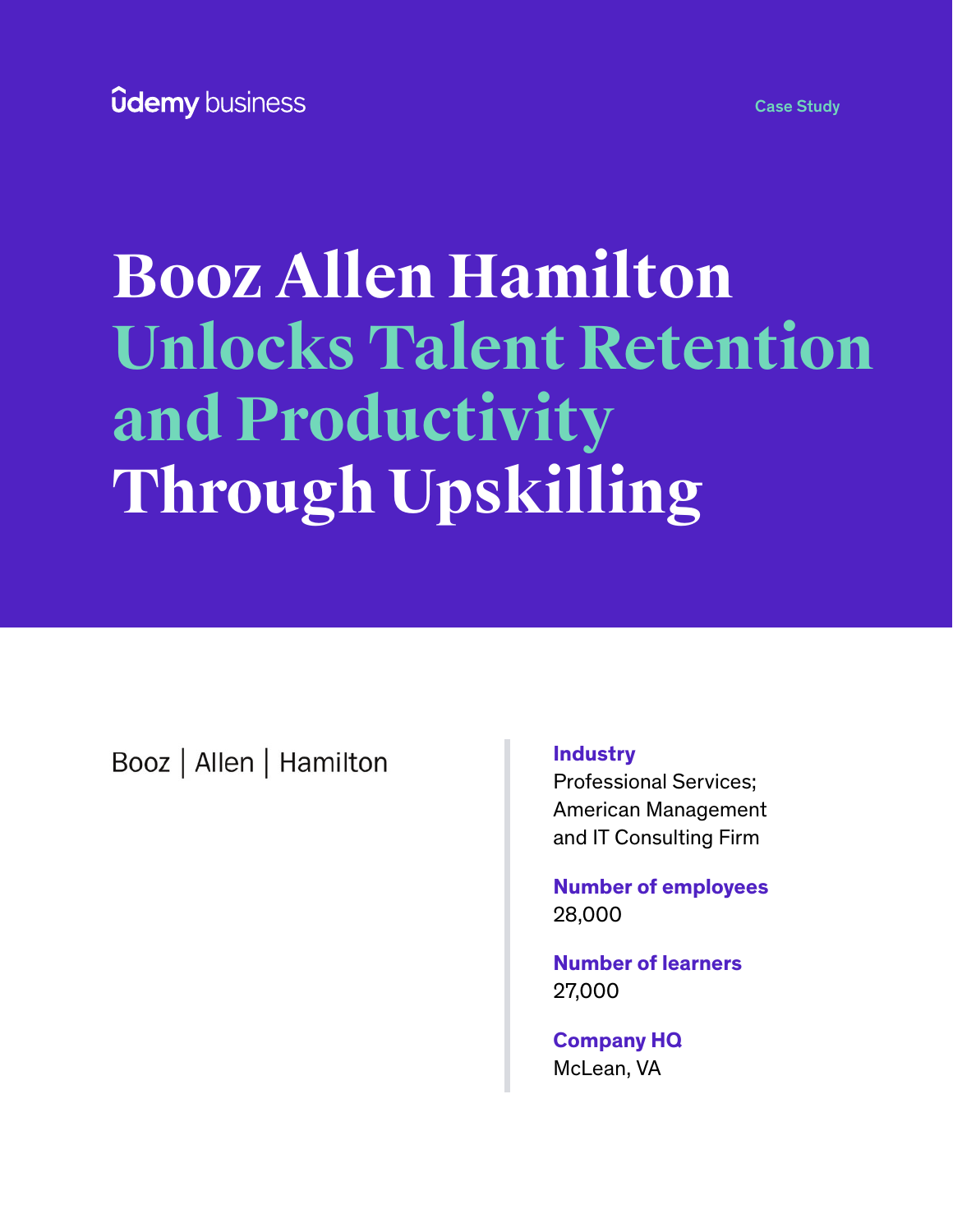udemy business

Case Study

# Booz Allen Hamilton Unlocks Talent Retention and Productivity Through Upskilling

Booz | Allen | Hamilton

**Industry**
Professional Services; American Management and IT Consulting Firm

**Number of employees**
28,000

**Number of learners**
27,000

**Company HQ**
McLean, VA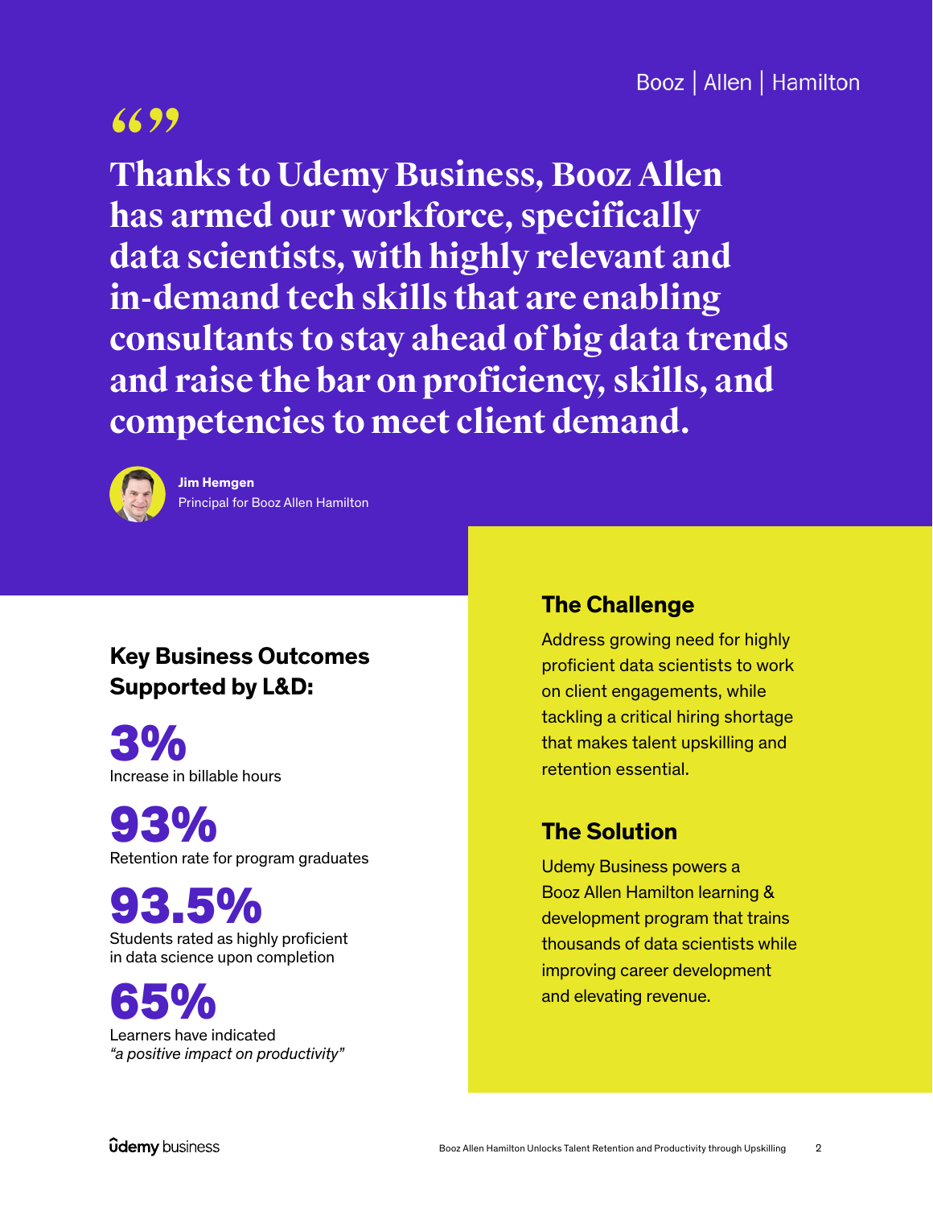Booz | Allen | Hamilton

> **Thanks to Udemy Business, Booz Allen has armed our workforce, specifically data scientists, with highly relevant and in-demand tech skills that are enabling consultants to stay ahead of big data trends and raise the bar on proficiency, skills, and competencies to meet client demand.**

**Jim Hemgen**
Principal for Booz Allen Hamilton

## Key Business Outcomes Supported by L&D:

**3%**
Increase in billable hours

**93%**
Retention rate for program graduates

**93.5%**
Students rated as highly proficient in data science upon completion

**65%**
Learners have indicated *"a positive impact on productivity"*

## The Challenge

Address growing need for highly proficient data scientists to work on client engagements, while tackling a critical hiring shortage that makes talent upskilling and retention essential.

## The Solution

Udemy Business powers a Booz Allen Hamilton learning & development program that trains thousands of data scientists while improving career development and elevating revenue.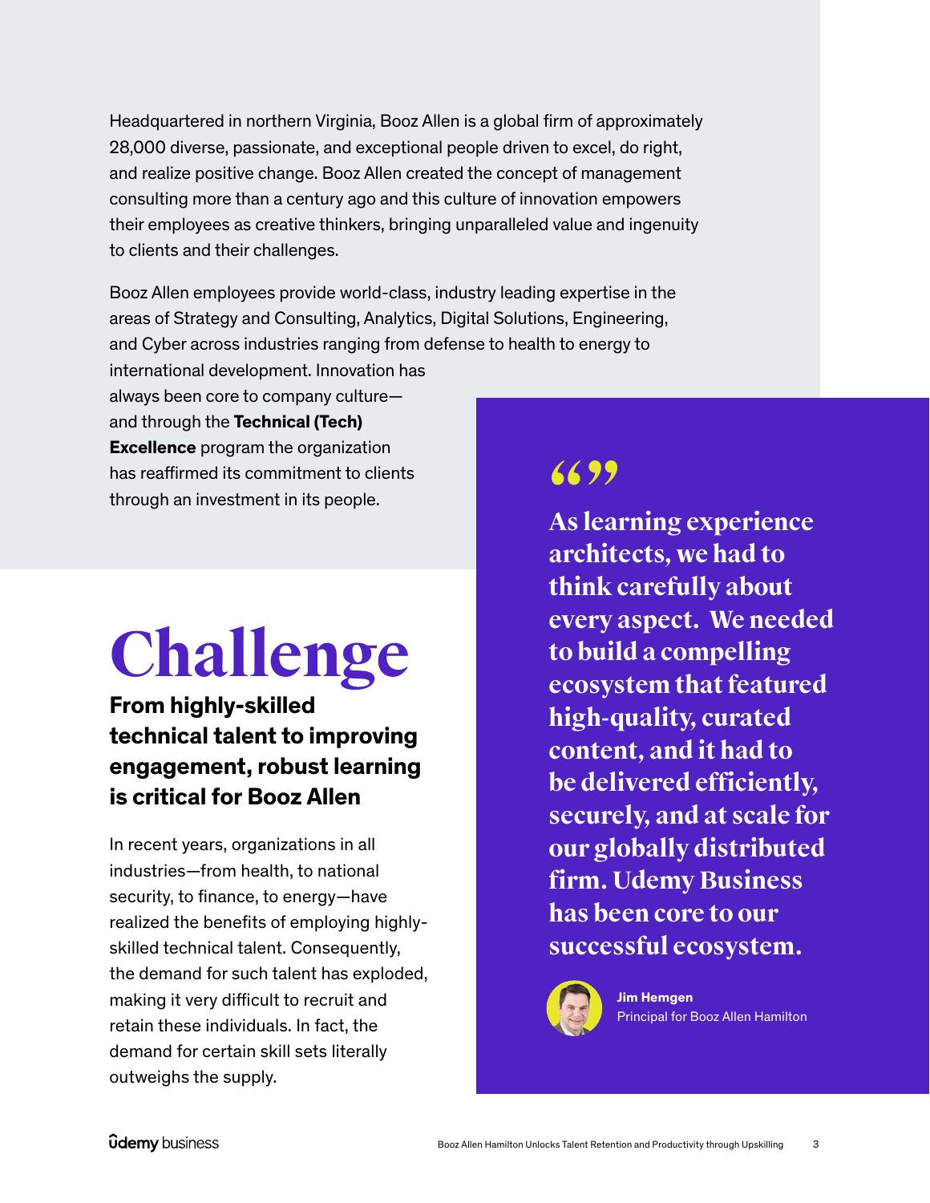Headquartered in northern Virginia, Booz Allen is a global firm of approximately 28,000 diverse, passionate, and exceptional people driven to excel, do right, and realize positive change. Booz Allen created the concept of management consulting more than a century ago and this culture of innovation empowers their employees as creative thinkers, bringing unparalleled value and ingenuity to clients and their challenges.

Booz Allen employees provide world-class, industry leading expertise in the areas of Strategy and Consulting, Analytics, Digital Solutions, Engineering, and Cyber across industries ranging from defense to health to energy to international development. Innovation has always been core to company culture—and through the **Technical (Tech) Excellence** program the organization has reaffirmed its commitment to clients through an investment in its people.

# Challenge

### From highly-skilled technical talent to improving engagement, robust learning is critical for Booz Allen

In recent years, organizations in all industries—from health, to national security, to finance, to energy—have realized the benefits of employing highly-skilled technical talent. Consequently, the demand for such talent has exploded, making it very difficult to recruit and retain these individuals. In fact, the demand for certain skill sets literally outweighs the supply.

> **As learning experience architects, we had to think carefully about every aspect. We needed to build a compelling ecosystem that featured high-quality, curated content, and it had to be delivered efficiently, securely, and at scale for our globally distributed firm. Udemy Business has been core to our successful ecosystem.**
>
> **Jim Hemgen**
> Principal for Booz Allen Hamilton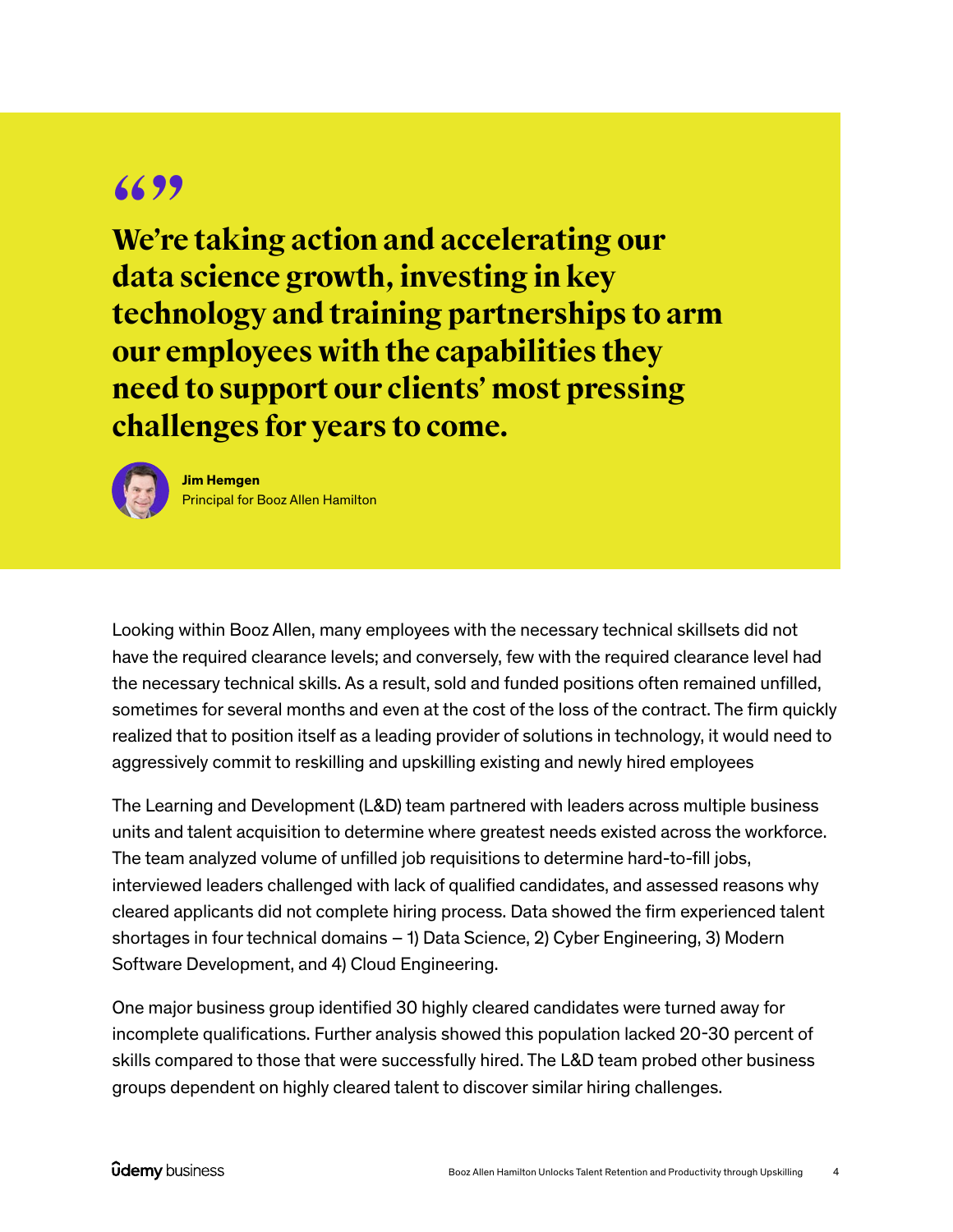> **We're taking action and accelerating our data science growth, investing in key technology and training partnerships to arm our employees with the capabilities they need to support our clients' most pressing challenges for years to come.**
>
> **Jim Hemgen**
> Principal for Booz Allen Hamilton

Looking within Booz Allen, many employees with the necessary technical skillsets did not have the required clearance levels; and conversely, few with the required clearance level had the necessary technical skills. As a result, sold and funded positions often remained unfilled, sometimes for several months and even at the cost of the loss of the contract. The firm quickly realized that to position itself as a leading provider of solutions in technology, it would need to aggressively commit to reskilling and upskilling existing and newly hired employees

The Learning and Development (L&D) team partnered with leaders across multiple business units and talent acquisition to determine where greatest needs existed across the workforce. The team analyzed volume of unfilled job requisitions to determine hard-to-fill jobs, interviewed leaders challenged with lack of qualified candidates, and assessed reasons why cleared applicants did not complete hiring process. Data showed the firm experienced talent shortages in four technical domains – 1) Data Science, 2) Cyber Engineering, 3) Modern Software Development, and 4) Cloud Engineering.

One major business group identified 30 highly cleared candidates were turned away for incomplete qualifications. Further analysis showed this population lacked 20-30 percent of skills compared to those that were successfully hired. The L&D team probed other business groups dependent on highly cleared talent to discover similar hiring challenges.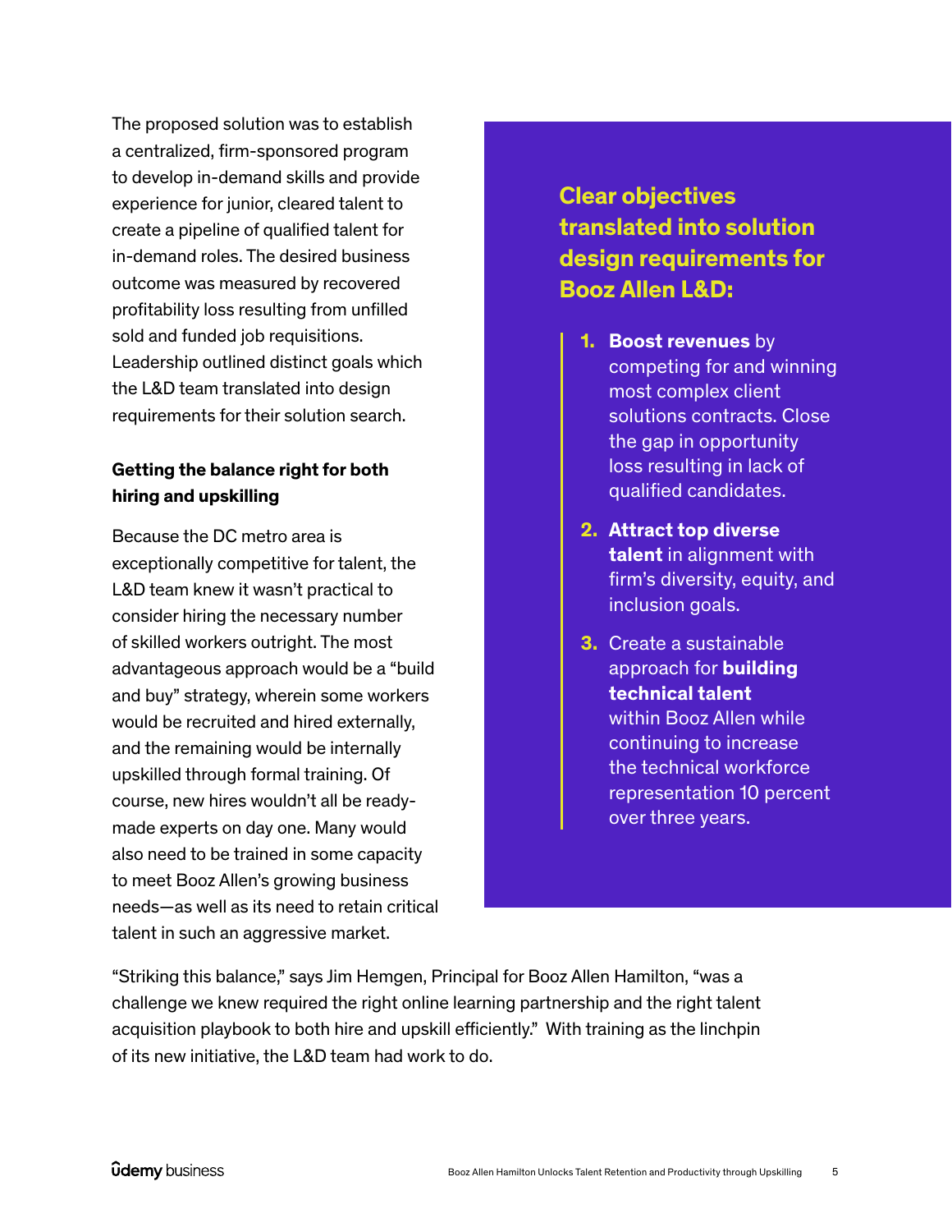The proposed solution was to establish a centralized, firm-sponsored program to develop in-demand skills and provide experience for junior, cleared talent to create a pipeline of qualified talent for in-demand roles. The desired business outcome was measured by recovered profitability loss resulting from unfilled sold and funded job requisitions. Leadership outlined distinct goals which the L&D team translated into design requirements for their solution search.

### Getting the balance right for both hiring and upskilling

Because the DC metro area is exceptionally competitive for talent, the L&D team knew it wasn't practical to consider hiring the necessary number of skilled workers outright. The most advantageous approach would be a "build and buy" strategy, wherein some workers would be recruited and hired externally, and the remaining would be internally upskilled through formal training. Of course, new hires wouldn't all be ready-made experts on day one. Many would also need to be trained in some capacity to meet Booz Allen's growing business needs—as well as its need to retain critical talent in such an aggressive market.

## Clear objectives translated into solution design requirements for Booz Allen L&D:

1. **Boost revenues** by competing for and winning most complex client solutions contracts. Close the gap in opportunity loss resulting in lack of qualified candidates.
2. **Attract top diverse talent** in alignment with firm's diversity, equity, and inclusion goals.
3. Create a sustainable approach for **building technical talent** within Booz Allen while continuing to increase the technical workforce representation 10 percent over three years.

"Striking this balance," says Jim Hemgen, Principal for Booz Allen Hamilton, "was a challenge we knew required the right online learning partnership and the right talent acquisition playbook to both hire and upskill efficiently." With training as the linchpin of its new initiative, the L&D team had work to do.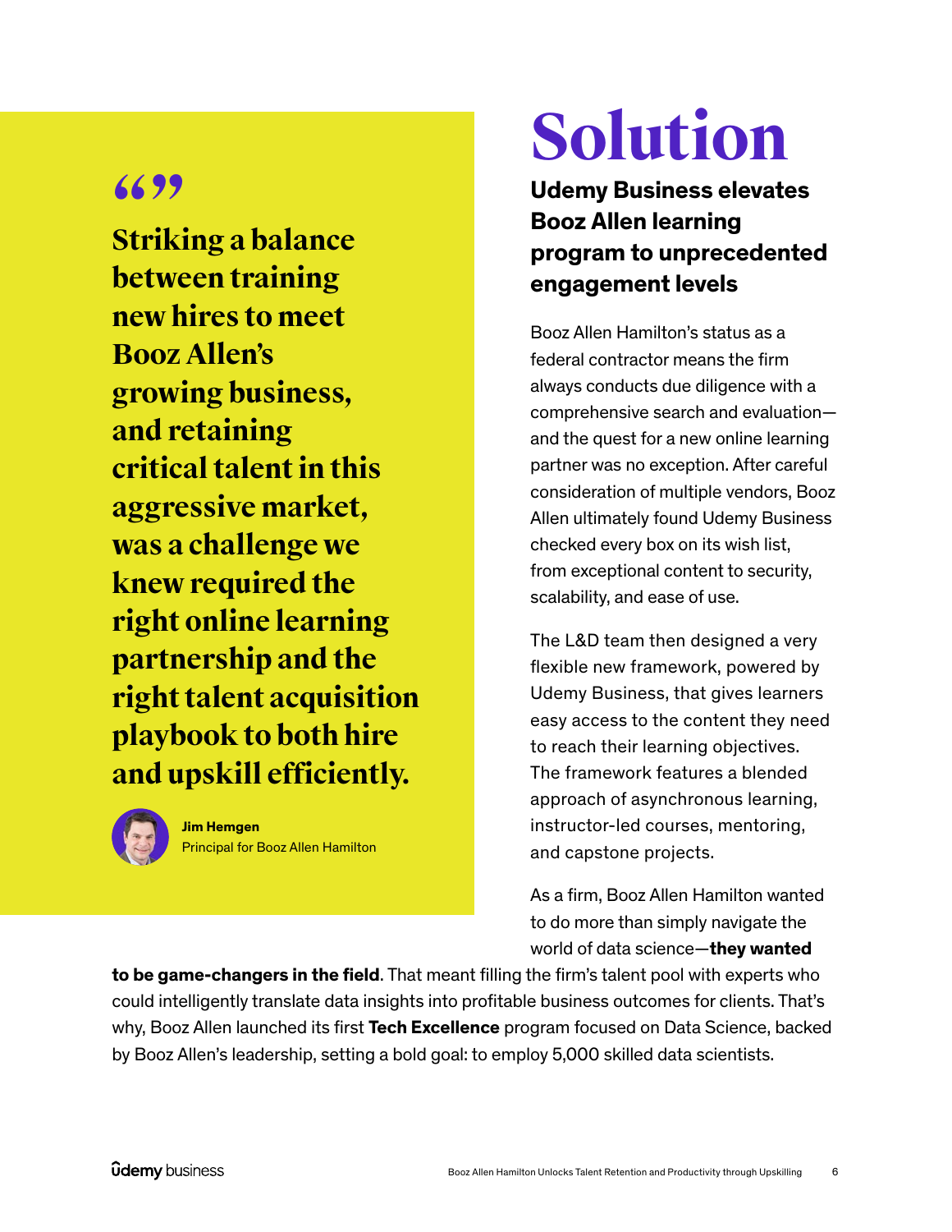> **Striking a balance between training new hires to meet Booz Allen's growing business, and retaining critical talent in this aggressive market, was a challenge we knew required the right online learning partnership and the right talent acquisition playbook to both hire and upskill efficiently.**
>
> **Jim Hemgen**
> Principal for Booz Allen Hamilton

# Solution

## Udemy Business elevates Booz Allen learning program to unprecedented engagement levels

Booz Allen Hamilton's status as a federal contractor means the firm always conducts due diligence with a comprehensive search and evaluation—and the quest for a new online learning partner was no exception. After careful consideration of multiple vendors, Booz Allen ultimately found Udemy Business checked every box on its wish list, from exceptional content to security, scalability, and ease of use.

The L&D team then designed a very flexible new framework, powered by Udemy Business, that gives learners easy access to the content they need to reach their learning objectives. The framework features a blended approach of asynchronous learning, instructor-led courses, mentoring, and capstone projects.

As a firm, Booz Allen Hamilton wanted to do more than simply navigate the world of data science—**they wanted to be game-changers in the field**. That meant filling the firm's talent pool with experts who could intelligently translate data insights into profitable business outcomes for clients. That's why, Booz Allen launched its first **Tech Excellence** program focused on Data Science, backed by Booz Allen's leadership, setting a bold goal: to employ 5,000 skilled data scientists.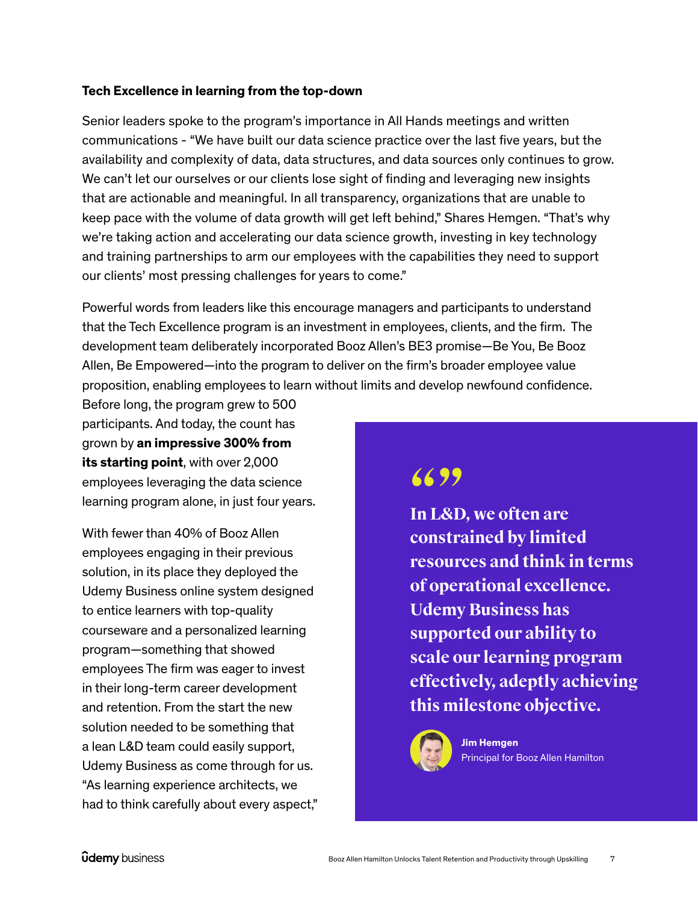**Tech Excellence in learning from the top-down**

Senior leaders spoke to the program's importance in All Hands meetings and written communications - "We have built our data science practice over the last five years, but the availability and complexity of data, data structures, and data sources only continues to grow. We can't let our ourselves or our clients lose sight of finding and leveraging new insights that are actionable and meaningful. In all transparency, organizations that are unable to keep pace with the volume of data growth will get left behind," Shares Hemgen. "That's why we're taking action and accelerating our data science growth, investing in key technology and training partnerships to arm our employees with the capabilities they need to support our clients' most pressing challenges for years to come."

Powerful words from leaders like this encourage managers and participants to understand that the Tech Excellence program is an investment in employees, clients, and the firm. The development team deliberately incorporated Booz Allen's BE3 promise—Be You, Be Booz Allen, Be Empowered—into the program to deliver on the firm's broader employee value proposition, enabling employees to learn without limits and develop newfound confidence. Before long, the program grew to 500 participants. And today, the count has grown by **an impressive 300% from its starting point**, with over 2,000 employees leveraging the data science learning program alone, in just four years.

With fewer than 40% of Booz Allen employees engaging in their previous solution, in its place they deployed the Udemy Business online system designed to entice learners with top-quality courseware and a personalized learning program—something that showed employees The firm was eager to invest in their long-term career development and retention. From the start the new solution needed to be something that a lean L&D team could easily support, Udemy Business as come through for us. "As learning experience architects, we had to think carefully about every aspect,"

> **In L&D, we often are constrained by limited resources and think in terms of operational excellence. Udemy Business has supported our ability to scale our learning program effectively, adeptly achieving this milestone objective.**
>
> **Jim Hemgen**
> Principal for Booz Allen Hamilton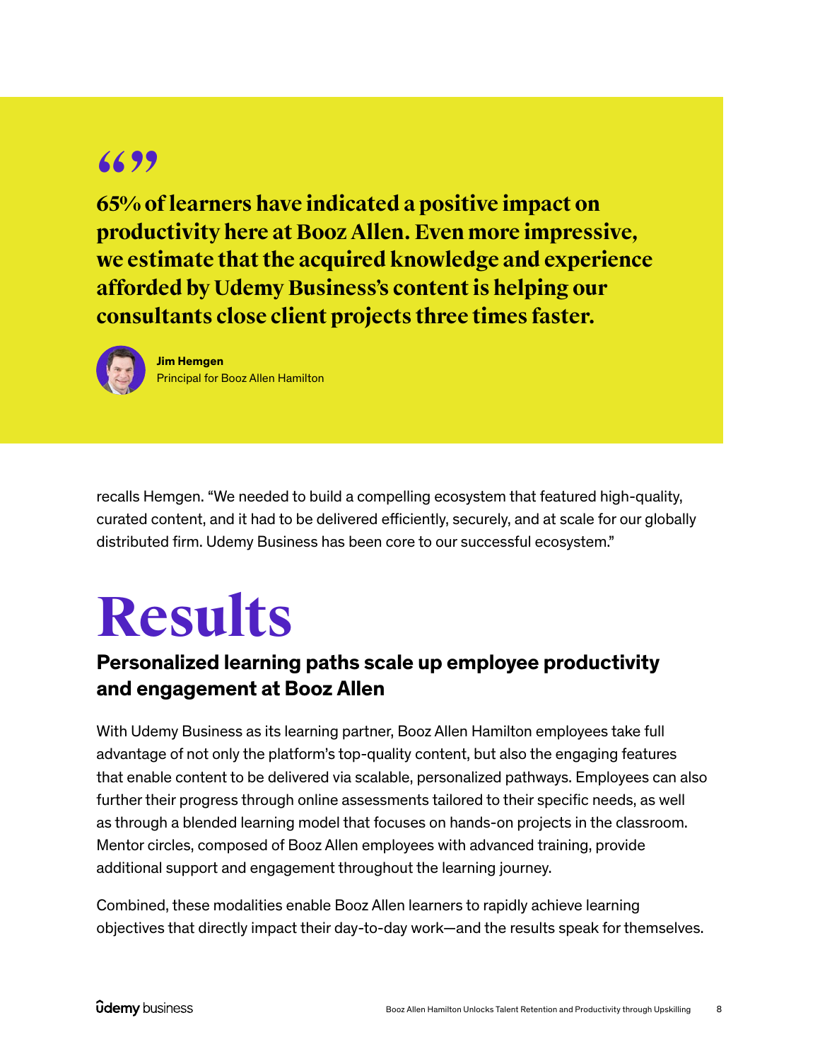> **65% of learners have indicated a positive impact on productivity here at Booz Allen. Even more impressive, we estimate that the acquired knowledge and experience afforded by Udemy Business's content is helping our consultants close client projects three times faster.**
>
> **Jim Hemgen**
> Principal for Booz Allen Hamilton

recalls Hemgen. "We needed to build a compelling ecosystem that featured high-quality, curated content, and it had to be delivered efficiently, securely, and at scale for our globally distributed firm. Udemy Business has been core to our successful ecosystem."

# Results

## Personalized learning paths scale up employee productivity and engagement at Booz Allen

With Udemy Business as its learning partner, Booz Allen Hamilton employees take full advantage of not only the platform's top-quality content, but also the engaging features that enable content to be delivered via scalable, personalized pathways. Employees can also further their progress through online assessments tailored to their specific needs, as well as through a blended learning model that focuses on hands-on projects in the classroom. Mentor circles, composed of Booz Allen employees with advanced training, provide additional support and engagement throughout the learning journey.

Combined, these modalities enable Booz Allen learners to rapidly achieve learning objectives that directly impact their day-to-day work—and the results speak for themselves.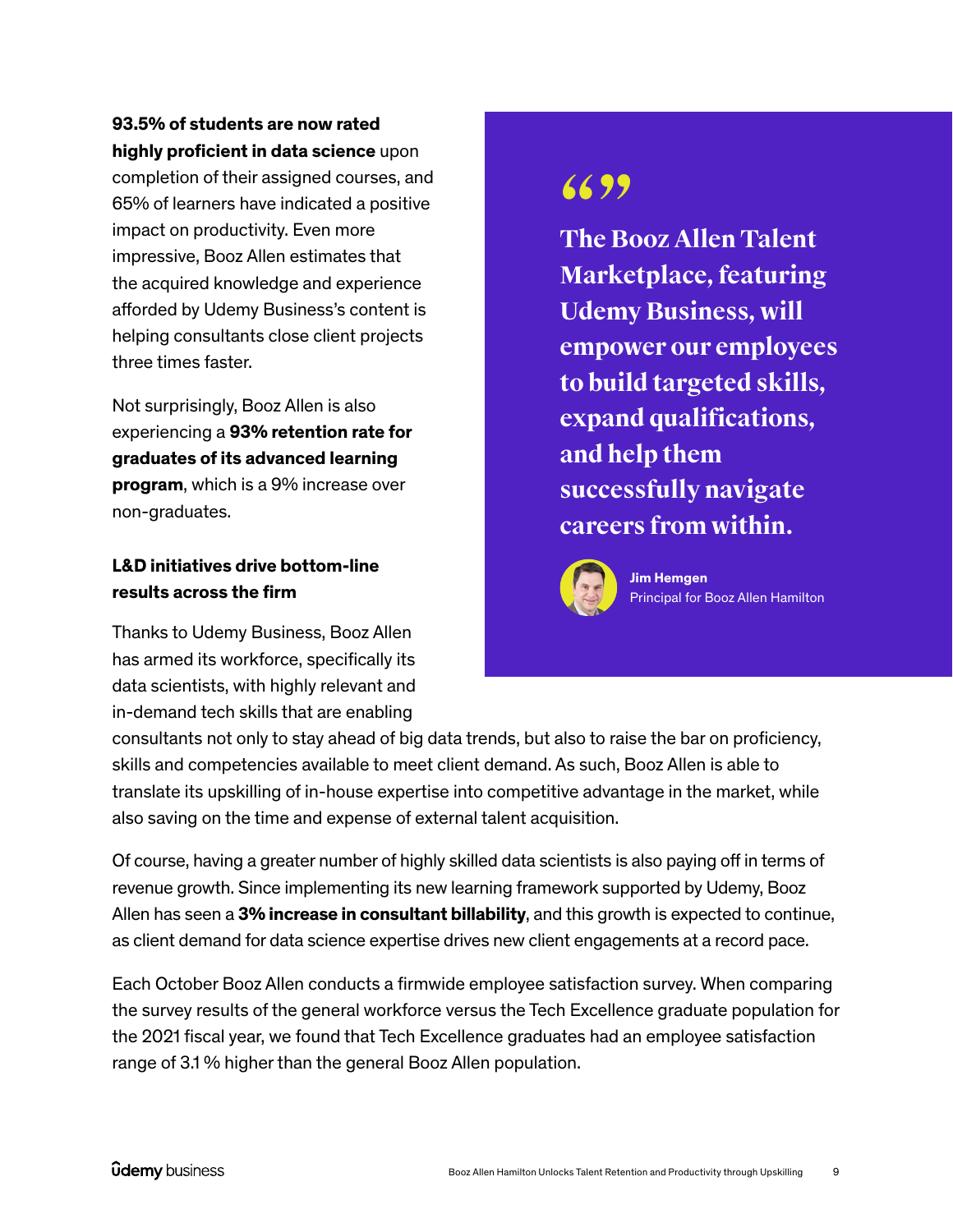**93.5% of students are now rated highly proficient in data science** upon completion of their assigned courses, and 65% of learners have indicated a positive impact on productivity. Even more impressive, Booz Allen estimates that the acquired knowledge and experience afforded by Udemy Business's content is helping consultants close client projects three times faster.

Not surprisingly, Booz Allen is also experiencing a **93% retention rate for graduates of its advanced learning program**, which is a 9% increase over non-graduates.

> "The Booz Allen Talent Marketplace, featuring Udemy Business, will empower our employees to build targeted skills, expand qualifications, and help them successfully navigate careers from within."
>
> **Jim Hemgen**
> Principal for Booz Allen Hamilton

### L&D initiatives drive bottom-line results across the firm

Thanks to Udemy Business, Booz Allen has armed its workforce, specifically its data scientists, with highly relevant and in-demand tech skills that are enabling consultants not only to stay ahead of big data trends, but also to raise the bar on proficiency, skills and competencies available to meet client demand. As such, Booz Allen is able to translate its upskilling of in-house expertise into competitive advantage in the market, while also saving on the time and expense of external talent acquisition.

Of course, having a greater number of highly skilled data scientists is also paying off in terms of revenue growth. Since implementing its new learning framework supported by Udemy, Booz Allen has seen a **3% increase in consultant billability**, and this growth is expected to continue, as client demand for data science expertise drives new client engagements at a record pace.

Each October Booz Allen conducts a firmwide employee satisfaction survey. When comparing the survey results of the general workforce versus the Tech Excellence graduate population for the 2021 fiscal year, we found that Tech Excellence graduates had an employee satisfaction range of 3.1 % higher than the general Booz Allen population.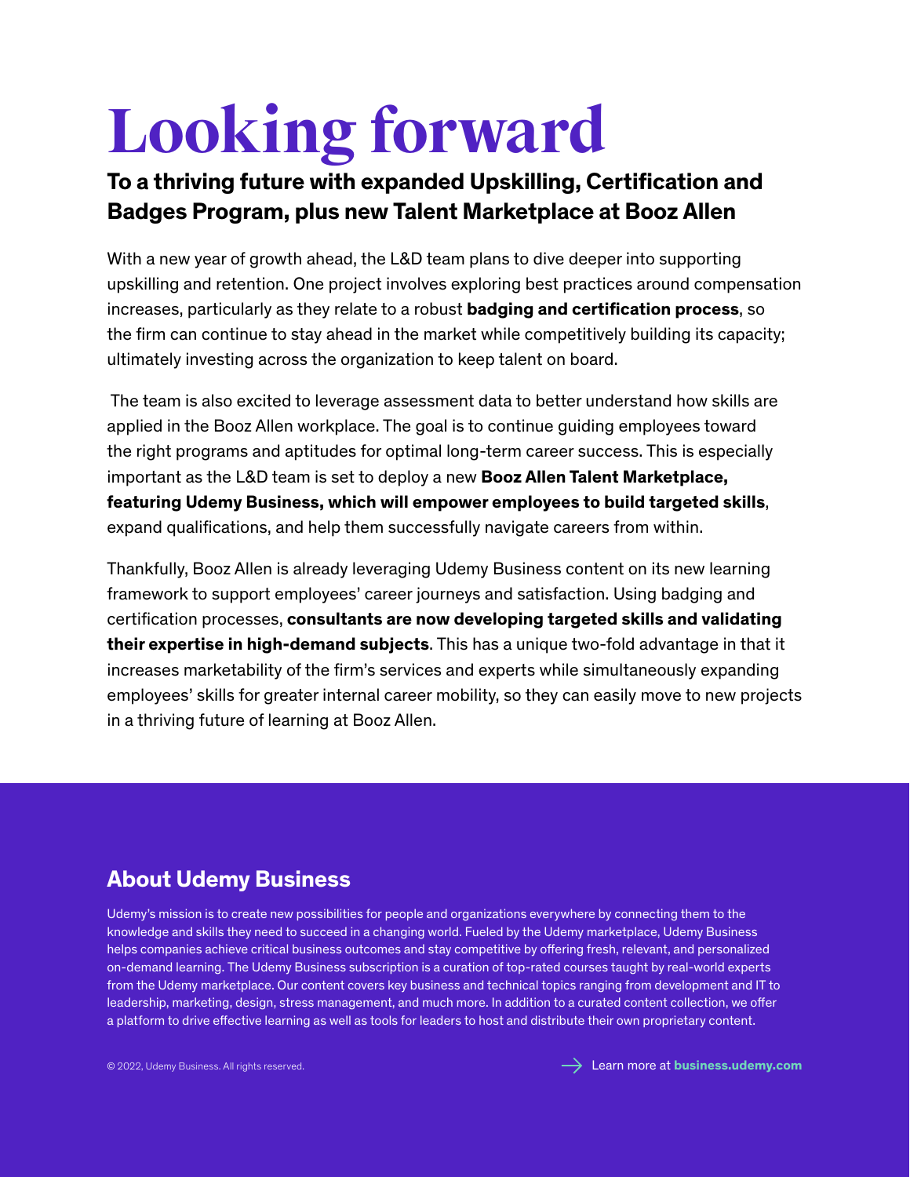# Looking forward

**To a thriving future with expanded Upskilling, Certification and Badges Program, plus new Talent Marketplace at Booz Allen**

With a new year of growth ahead, the L&D team plans to dive deeper into supporting upskilling and retention. One project involves exploring best practices around compensation increases, particularly as they relate to a robust **badging and certification process**, so the firm can continue to stay ahead in the market while competitively building its capacity; ultimately investing across the organization to keep talent on board.

The team is also excited to leverage assessment data to better understand how skills are applied in the Booz Allen workplace. The goal is to continue guiding employees toward the right programs and aptitudes for optimal long-term career success. This is especially important as the L&D team is set to deploy a new **Booz Allen Talent Marketplace, featuring Udemy Business, which will empower employees to build targeted skills**, expand qualifications, and help them successfully navigate careers from within.

Thankfully, Booz Allen is already leveraging Udemy Business content on its new learning framework to support employees' career journeys and satisfaction. Using badging and certification processes, **consultants are now developing targeted skills and validating their expertise in high-demand subjects**. This has a unique two-fold advantage in that it increases marketability of the firm's services and experts while simultaneously expanding employees' skills for greater internal career mobility, so they can easily move to new projects in a thriving future of learning at Booz Allen.

## About Udemy Business

Udemy's mission is to create new possibilities for people and organizations everywhere by connecting them to the knowledge and skills they need to succeed in a changing world. Fueled by the Udemy marketplace, Udemy Business helps companies achieve critical business outcomes and stay competitive by offering fresh, relevant, and personalized on-demand learning. The Udemy Business subscription is a curation of top-rated courses taught by real-world experts from the Udemy marketplace. Our content covers key business and technical topics ranging from development and IT to leadership, marketing, design, stress management, and much more. In addition to a curated content collection, we offer a platform to drive effective learning as well as tools for leaders to host and distribute their own proprietary content.

© 2022, Udemy Business. All rights reserved.

Learn more at **business.udemy.com**